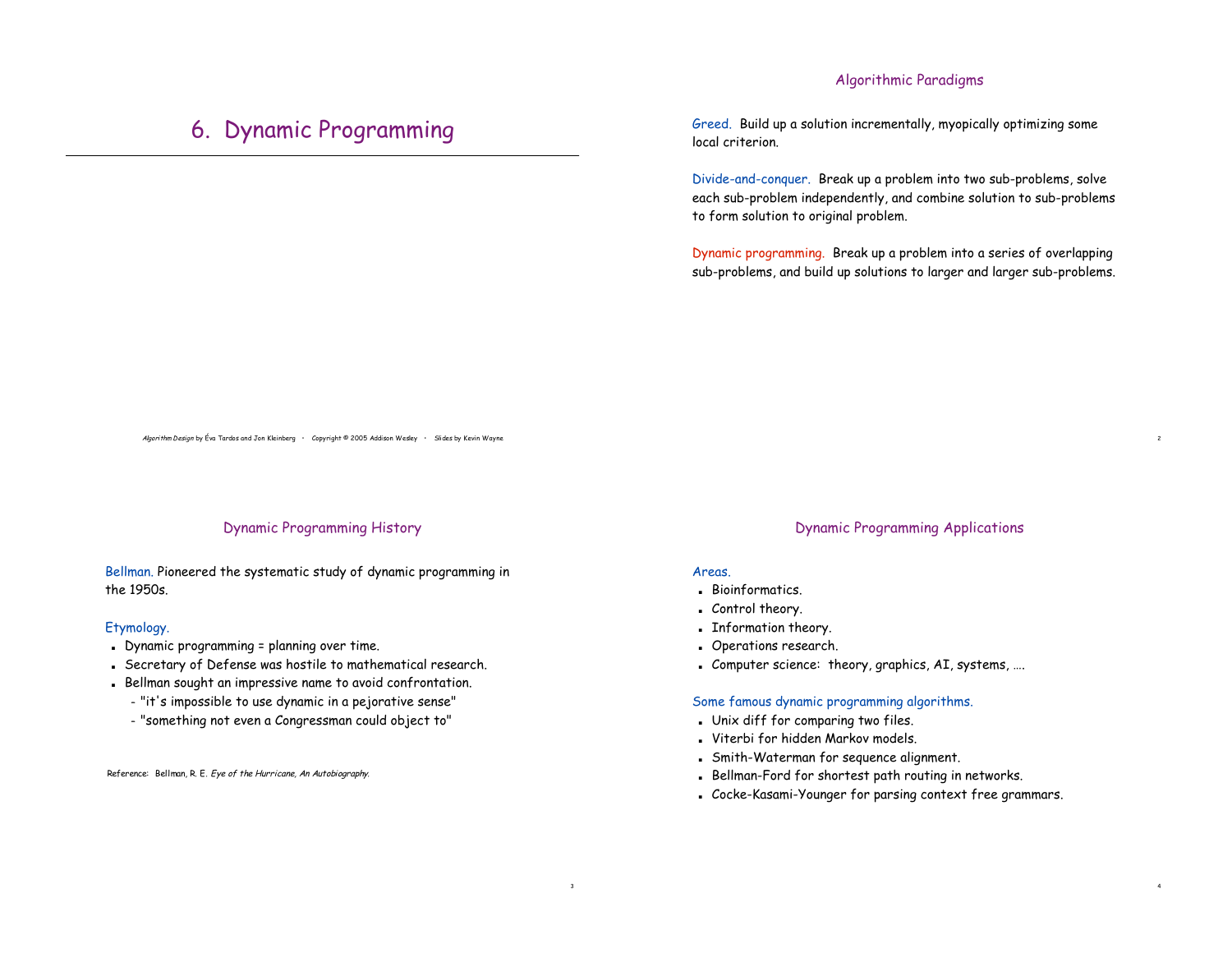# 6. Dynamic Programming

*Algorithm Design* by Éva Tardos and Jon Kleinberg • Copyright © 2005 Addison Wesley • Slides by Kevin Wayne

## Algorithmic Paradigms

Greed. Build up a solution incrementally, myopically optimizing some local criterion.

Divide-and-conquer. Break up a problem into two sub-problems, solve each sub-problem independently, and combine solution to sub-problems to form solution to original problem.

Dynamic programming. Break up a problem into a series of overlapping sub-problems, and build up solutions to larger and larger sub-problems.

## Dynamic Programming History

Bellman. Pioneered the systematic study of dynamic programming in the 1950s.

Etymology.
- Dynamic programming = planning over time.
- Secretary of Defense was hostile to mathematical research.
- Bellman sought an impressive name to avoid confrontation.
  - "it's impossible to use dynamic in a pejorative sense"
  - "something not even a Congressman could object to"

Reference: Bellman, R. E. *Eye of the Hurricane, An Autobiography.*

## Dynamic Programming Applications

Areas.
- Bioinformatics.
- Control theory.
- Information theory.
- Operations research.
- Computer science: theory, graphics, AI, systems, ….

Some famous dynamic programming algorithms.
- Unix diff for comparing two files.
- Viterbi for hidden Markov models.
- Smith-Waterman for sequence alignment.
- Bellman-Ford for shortest path routing in networks.
- Cocke-Kasami-Younger for parsing context free grammars.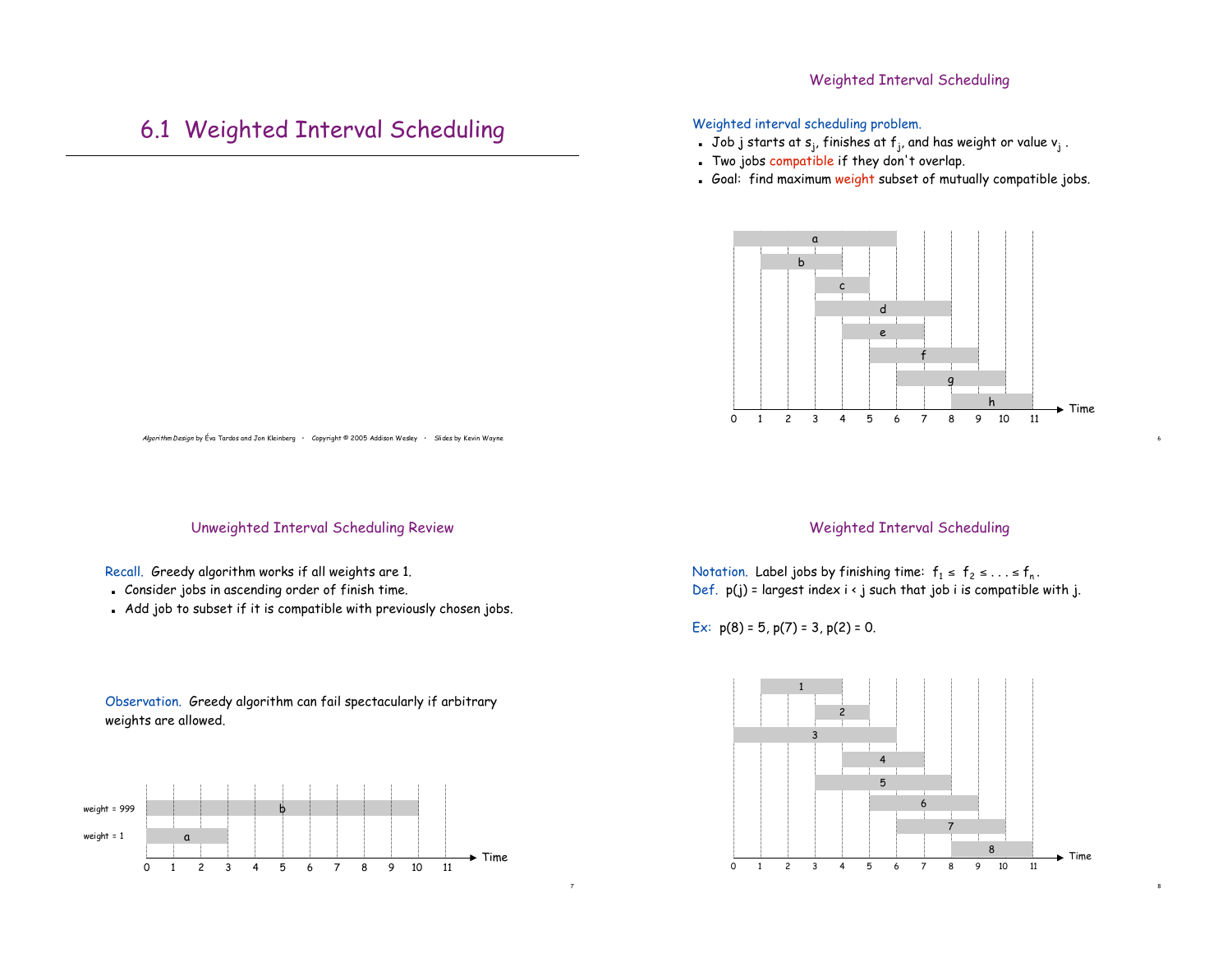# 6.1 Weighted Interval Scheduling

*Algorithm Design* by Éva Tardos and Jon Kleinberg · Copyright © 2005 Addison Wesley · Slides by Kevin Wayne

## Weighted Interval Scheduling

Weighted interval scheduling problem.

- Job j starts at $s_j$, finishes at $f_j$, and has weight or value $v_j$ .
- Two jobs compatible if they don't overlap.
- Goal: find maximum weight subset of mutually compatible jobs.

## Unweighted Interval Scheduling Review

Recall. Greedy algorithm works if all weights are 1.

- Consider jobs in ascending order of finish time.
- Add job to subset if it is compatible with previously chosen jobs.

Observation. Greedy algorithm can fail spectacularly if arbitrary weights are allowed.

## Weighted Interval Scheduling

Notation. Label jobs by finishing time: $f_1 \le f_2 \le \ldots \le f_n$.

Def. $p(j)$ = largest index $i < j$ such that job i is compatible with j.

Ex: $p(8) = 5$, $p(7) = 3$, $p(2) = 0$.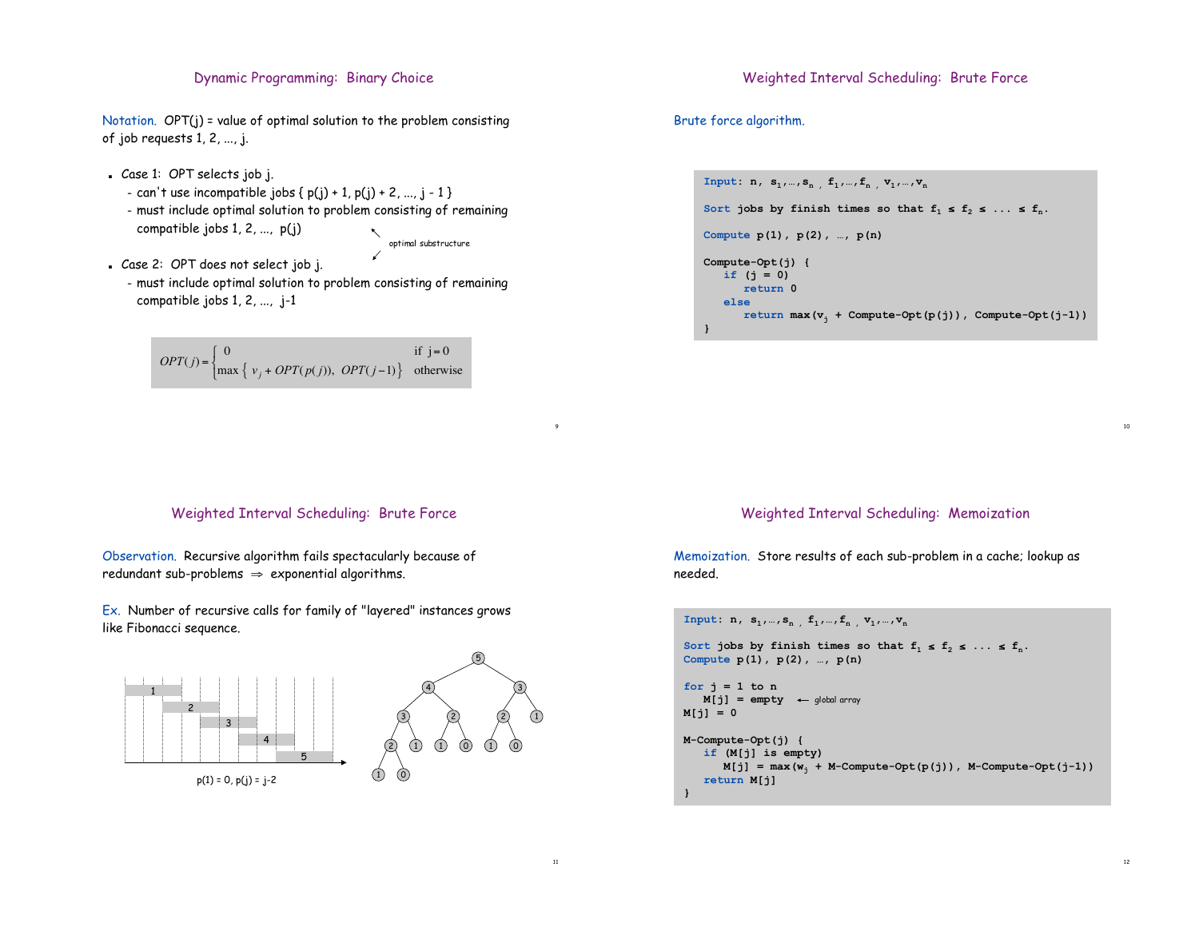## Dynamic Programming: Binary Choice

Notation. OPT(j) = value of optimal solution to the problem consisting of job requests 1, 2, ..., j.

- Case 1: OPT selects job j.
  - can't use incompatible jobs { p(j) + 1, p(j) + 2, ..., j - 1 }
  - must include optimal solution to problem consisting of remaining compatible jobs 1, 2, ..., p(j)
- Case 2: OPT does not select job j.
  - must include optimal solution to problem consisting of remaining compatible jobs 1, 2, ..., j-1

optimal substructure

$$OPT(j) = \begin{cases} 0 & \text{if } j = 0 \\ \max\left\{ v_j + OPT(p(j)),\ OPT(j-1) \right\} & \text{otherwise} \end{cases}$$

## Weighted Interval Scheduling: Brute Force

Brute force algorithm.

```
Input: n, s1,…,sn , f1,…,fn , v1,…,vn

Sort jobs by finish times so that f1 ≤ f2 ≤ ... ≤ fn.

Compute p(1), p(2), …, p(n)

Compute-Opt(j) {
   if (j = 0)
      return 0
   else
      return max(vj + Compute-Opt(p(j)), Compute-Opt(j-1))
}
```

## Weighted Interval Scheduling: Brute Force

Observation. Recursive algorithm fails spectacularly because of redundant sub-problems ⇒ exponential algorithms.

Ex. Number of recursive calls for family of "layered" instances grows like Fibonacci sequence.

p(1) = 0, p(j) = j-2

## Weighted Interval Scheduling: Memoization

Memoization. Store results of each sub-problem in a cache; lookup as needed.

```
Input: n, s1,…,sn , f1,…,fn , v1,…,vn

Sort jobs by finish times so that f1 ≤ f2 ≤ ... ≤ fn.
Compute p(1), p(2), …, p(n)

for j = 1 to n
   M[j] = empty    ← global array
M[j] = 0

M-Compute-Opt(j) {
   if (M[j] is empty)
      M[j] = max(wj + M-Compute-Opt(p(j)), M-Compute-Opt(j-1))
   return M[j]
}
```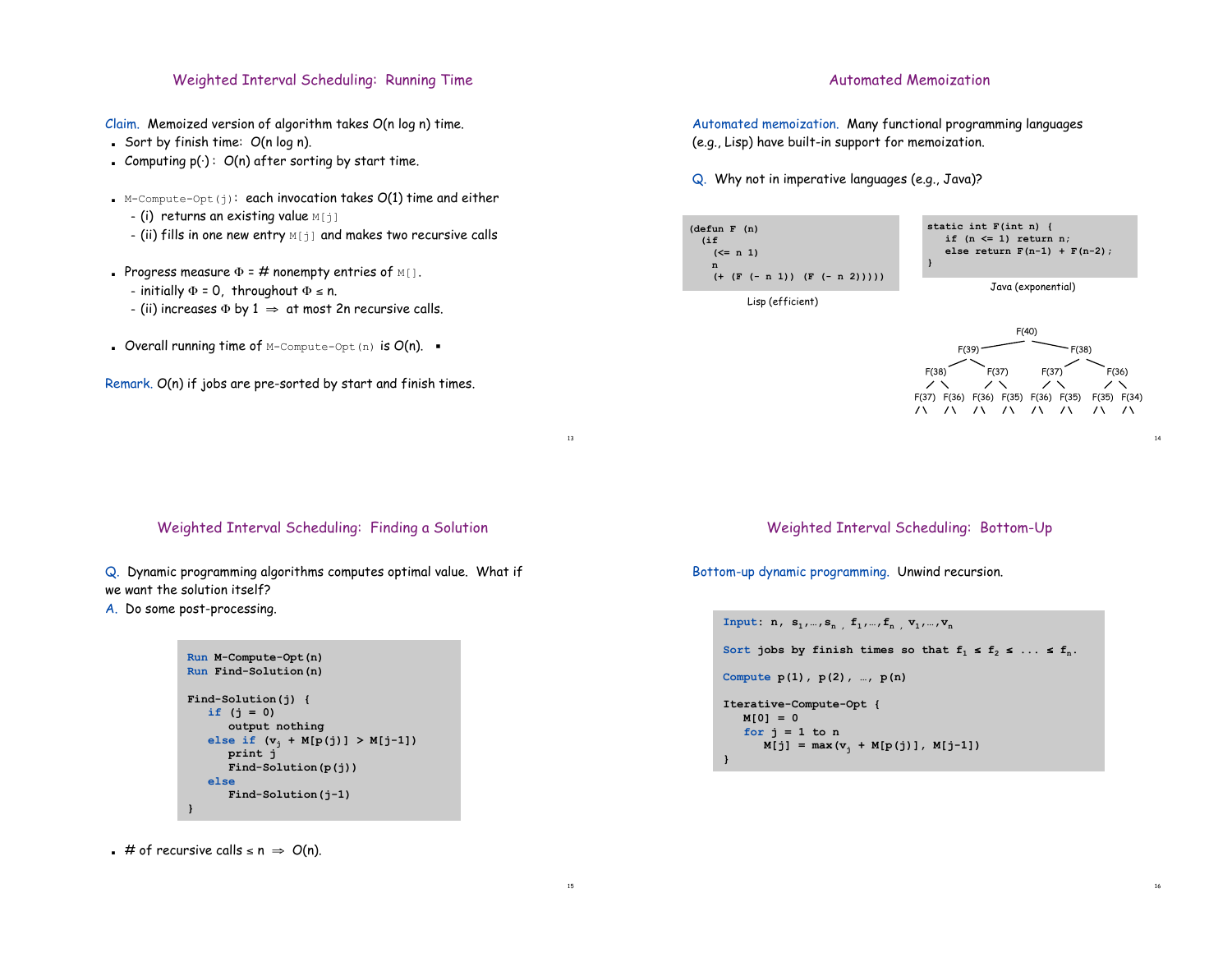## Weighted Interval Scheduling: Running Time

Claim. Memoized version of algorithm takes O(n log n) time.

- Sort by finish time: O(n log n).
- Computing p(·) : O(n) after sorting by start time.
- `M-Compute-Opt(j)`: each invocation takes O(1) time and either
  - (i) returns an existing value `M[j]`
  - (ii) fills in one new entry `M[j]` and makes two recursive calls
- Progress measure Φ = # nonempty entries of `M[]`.
  - initially Φ = 0, throughout Φ ≤ n.
  - (ii) increases Φ by 1 ⇒ at most 2n recursive calls.
- Overall running time of `M-Compute-Opt(n)` is O(n). ▪

Remark. O(n) if jobs are pre-sorted by start and finish times.

## Automated Memoization

Automated memoization. Many functional programming languages (e.g., Lisp) have built-in support for memoization.

Q. Why not in imperative languages (e.g., Java)?

```
(defun F (n)
  (if
    (<= n 1)
    n
    (+ (F (- n 1)) (F (- n 2)))))
```

Lisp (efficient)

```
static int F(int n) {
   if (n <= 1) return n;
   else return F(n-1) + F(n-2);
}
```

Java (exponential)

```
                       F(40)
            F(39)                   F(38)
     F(38)        F(37)        F(37)        F(36)
  F(37) F(36)  F(36) F(35)  F(36) F(35)  F(35) F(34)
   /\    /\     /\    /\     /\    /\     /\    /\
```

## Weighted Interval Scheduling: Finding a Solution

Q. Dynamic programming algorithms computes optimal value. What if we want the solution itself?

A. Do some post-processing.

```
Run M-Compute-Opt(n)
Run Find-Solution(n)

Find-Solution(j) {
   if (j = 0)
      output nothing
   else if (v_j + M[p(j)] > M[j-1])
      print j
      Find-Solution(p(j))
   else
      Find-Solution(j-1)
}
```

- \# of recursive calls ≤ n ⇒ O(n).

## Weighted Interval Scheduling: Bottom-Up

Bottom-up dynamic programming. Unwind recursion.

```
Input: n, s_1,…,s_n , f_1,…,f_n , v_1,…,v_n

Sort jobs by finish times so that f_1 ≤ f_2 ≤ ... ≤ f_n.

Compute p(1), p(2), …, p(n)

Iterative-Compute-Opt {
   M[0] = 0
   for j = 1 to n
      M[j] = max(v_j + M[p(j)], M[j-1])
}
```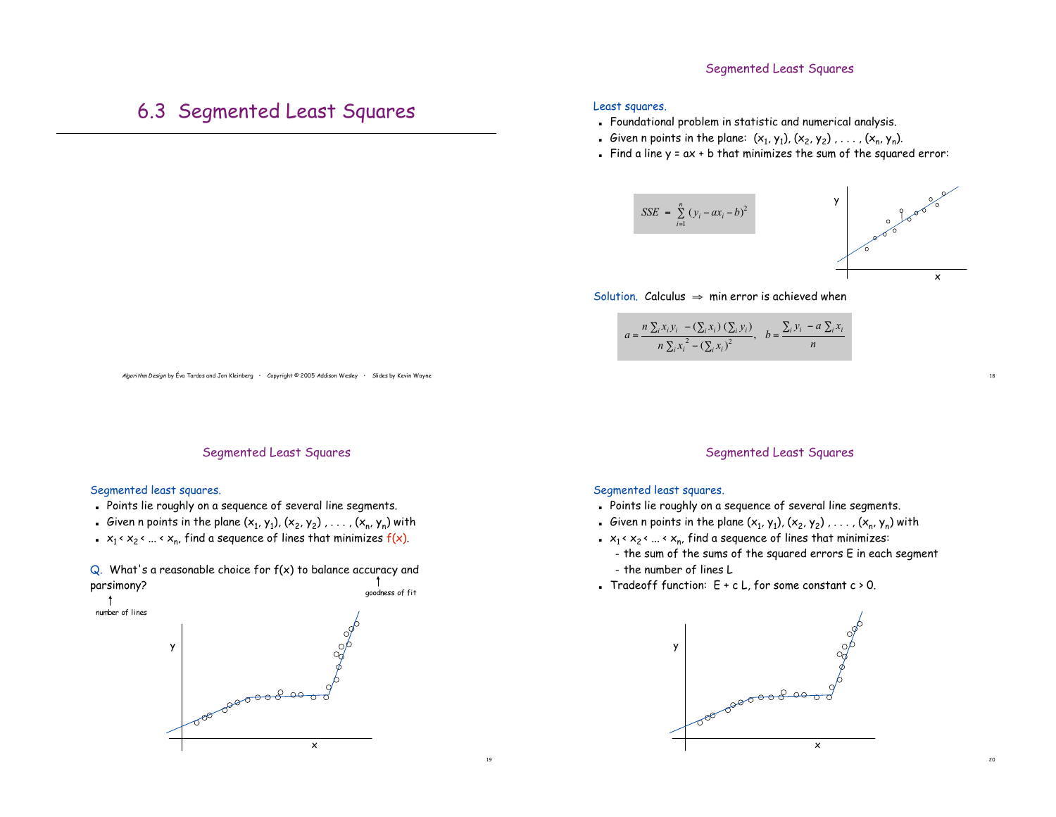# 6.3 Segmented Least Squares

## Segmented Least Squares

Least squares.

- Foundational problem in statistic and numerical analysis.
- Given n points in the plane: $(x_1, y_1), (x_2, y_2), \ldots, (x_n, y_n)$.
- Find a line $y = ax + b$ that minimizes the sum of the squared error:

$$SSE = \sum_{i=1}^{n} (y_i - ax_i - b)^2$$

Solution. Calculus $\Rightarrow$ min error is achieved when

$$a = \frac{n \sum_i x_i y_i - (\sum_i x_i)(\sum_i y_i)}{n \sum_i x_i^2 - (\sum_i x_i)^2}, \quad b = \frac{\sum_i y_i - a \sum_i x_i}{n}$$

## Segmented Least Squares

Segmented least squares.

- Points lie roughly on a sequence of several line segments.
- Given n points in the plane $(x_1, y_1), (x_2, y_2), \ldots, (x_n, y_n)$ with
- $x_1 < x_2 < \ldots < x_n$, find a sequence of lines that minimizes $f(x)$.

Q. What's a reasonable choice for $f(x)$ to balance accuracy (goodness of fit) and parsimony (number of lines)?

## Segmented Least Squares

Segmented least squares.

- Points lie roughly on a sequence of several line segments.
- Given n points in the plane $(x_1, y_1), (x_2, y_2), \ldots, (x_n, y_n)$ with
- $x_1 < x_2 < \ldots < x_n$, find a sequence of lines that minimizes:
  - the sum of the sums of the squared errors E in each segment
  - the number of lines L
- Tradeoff function: $E + c L$, for some constant $c > 0$.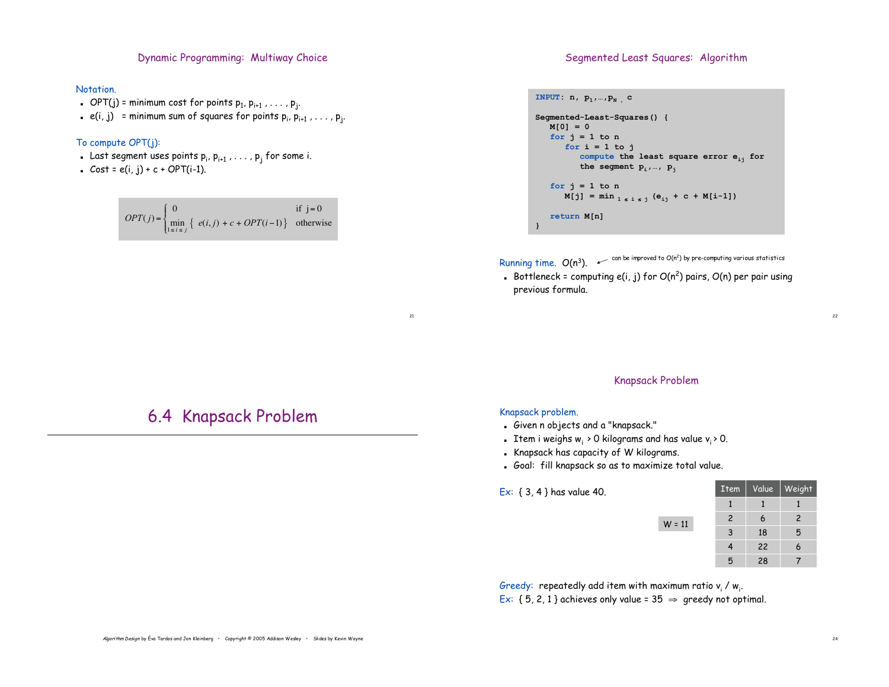## Dynamic Programming: Multiway Choice

Notation.

- OPT(j) = minimum cost for points $p_1, p_{i+1}, \ldots, p_j$.
- e(i, j) = minimum sum of squares for points $p_i, p_{i+1}, \ldots, p_j$.

To compute OPT(j):

- Last segment uses points $p_i, p_{i+1}, \ldots, p_j$ for some i.
- Cost = e(i, j) + c + OPT(i-1).

$$OPT(j) = \begin{cases} 0 & \text{if } j = 0 \\ \min\limits_{1 \le i \le j} \{ \, e(i,j) + c + OPT(i-1) \} & \text{otherwise} \end{cases}$$

## Segmented Least Squares: Algorithm

```
INPUT: n, p1,…,pN , c

Segmented-Least-Squares() {
   M[0] = 0
   for j = 1 to n
      for i = 1 to j
         compute the least square error eij for
         the segment pi,…, pj

   for j = 1 to n
      M[j] = min 1 ≤ i ≤ j (eij + c + M[i-1])

   return M[n]
}
```

Running time. $O(n^3)$. ← can be improved to $O(n^2)$ by pre-computing various statistics

- Bottleneck = computing e(i, j) for $O(n^2)$ pairs, O(n) per pair using previous formula.

# 6.4 Knapsack Problem

## Knapsack Problem

Knapsack problem.

- Given n objects and a "knapsack."
- Item i weighs $w_i > 0$ kilograms and has value $v_i > 0$.
- Knapsack has capacity of W kilograms.
- Goal: fill knapsack so as to maximize total value.

Ex: { 3, 4 } has value 40.

W = 11

| Item | Value | Weight |
|---|---|---|
| 1 | 1 | 1 |
| 2 | 6 | 2 |
| 3 | 18 | 5 |
| 4 | 22 | 6 |
| 5 | 28 | 7 |

Greedy: repeatedly add item with maximum ratio $v_i / w_i$.
Ex: { 5, 2, 1 } achieves only value = 35 ⇒ greedy not optimal.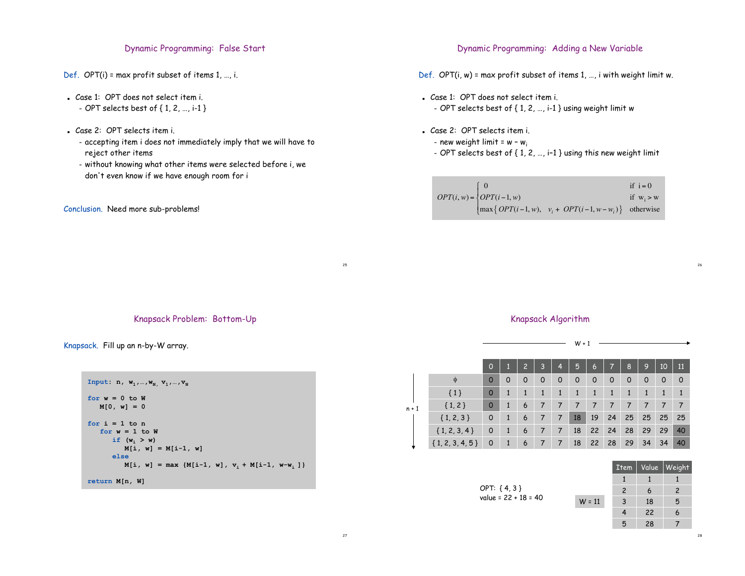## Dynamic Programming: False Start

Def. OPT(i) = max profit subset of items 1, …, i.

- Case 1: OPT does not select item i.
  - OPT selects best of { 1, 2, …, i-1 }
- Case 2: OPT selects item i.
  - accepting item i does not immediately imply that we will have to reject other items
  - without knowing what other items were selected before i, we don't even know if we have enough room for i

Conclusion. Need more sub-problems!

## Dynamic Programming: Adding a New Variable

Def. OPT(i, w) = max profit subset of items 1, …, i with weight limit w.

- Case 1: OPT does not select item i.
  - OPT selects best of { 1, 2, …, i-1 } using weight limit w
- Case 2: OPT selects item i.
  - new weight limit = w – $w_i$
  - OPT selects best of { 1, 2, …, i-1 } using this new weight limit

$$OPT(i,w) = \begin{cases} 0 & \text{if } i = 0 \\ OPT(i-1, w) & \text{if } w_i > w \\ \max\left\{ OPT(i-1, w),\quad v_i + OPT(i-1, w-w_i) \right\} & \text{otherwise} \end{cases}$$

## Knapsack Problem: Bottom-Up

Knapsack. Fill up an n-by-W array.

```
Input: n, w1,…,wN, v1,…,vN

for w = 0 to W
   M[0, w] = 0

for i = 1 to n
   for w = 1 to W
      if (wi > w)
         M[i, w] = M[i-1, w]
      else
         M[i, w] = max {M[i-1, w], vi + M[i-1, w-wi ]}

return M[n, W]
```

## Knapsack Algorithm

W + 1 (columns), n + 1 (rows)

| | 0 | 1 | 2 | 3 | 4 | 5 | 6 | 7 | 8 | 9 | 10 | 11 |
|---|---|---|---|---|---|---|---|---|---|---|---|---|
| φ | 0 | 0 | 0 | 0 | 0 | 0 | 0 | 0 | 0 | 0 | 0 | 0 |
| { 1 } | 0 | 1 | 1 | 1 | 1 | 1 | 1 | 1 | 1 | 1 | 1 | 1 |
| { 1, 2 } | 0 | 1 | 6 | 7 | 7 | 7 | 7 | 7 | 7 | 7 | 7 | 7 |
| { 1, 2, 3 } | 0 | 1 | 6 | 7 | 7 | 18 | 19 | 24 | 25 | 25 | 25 | 25 |
| { 1, 2, 3, 4 } | 0 | 1 | 6 | 7 | 7 | 18 | 22 | 24 | 28 | 29 | 29 | 40 |
| { 1, 2, 3, 4, 5 } | 0 | 1 | 6 | 7 | 7 | 18 | 22 | 28 | 29 | 34 | 34 | 40 |

OPT: { 4, 3 }
value = 22 + 18 = 40

W = 11

| Item | Value | Weight |
|---|---|---|
| 1 | 1 | 1 |
| 2 | 6 | 2 |
| 3 | 18 | 5 |
| 4 | 22 | 6 |
| 5 | 28 | 7 |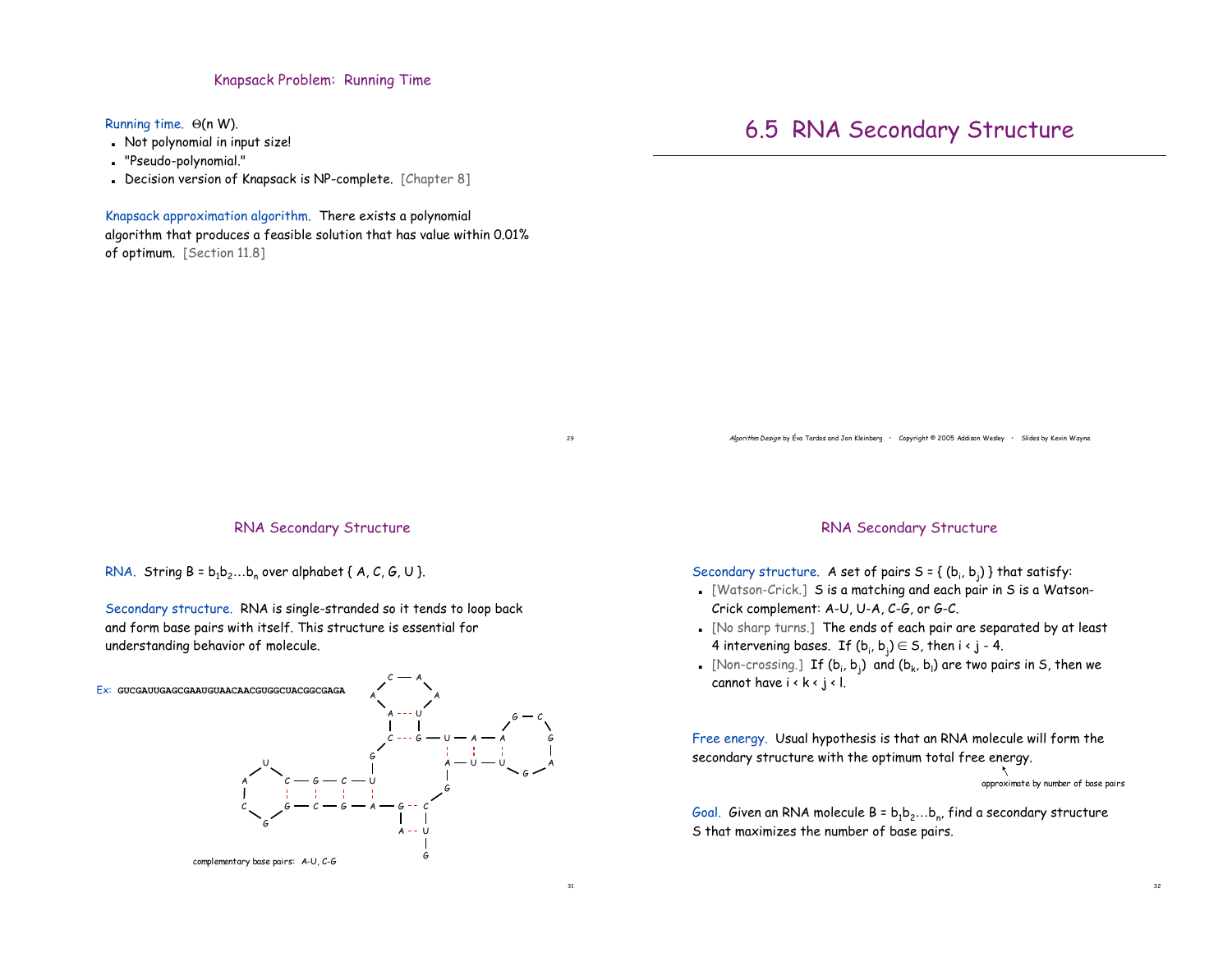## Knapsack Problem: Running Time

Running time. $\Theta(n W)$.

- Not polynomial in input size!
- "Pseudo-polynomial."
- Decision version of Knapsack is NP-complete. [Chapter 8]

Knapsack approximation algorithm. There exists a polynomial algorithm that produces a feasible solution that has value within 0.01% of optimum. [Section 11.8]

# 6.5 RNA Secondary Structure

*Algorithm Design* by Éva Tardos and Jon Kleinberg · Copyright © 2005 Addison Wesley · Slides by Kevin Wayne

## RNA Secondary Structure

RNA. String $B = b_1 b_2 \ldots b_n$ over alphabet { A, C, G, U }.

Secondary structure. RNA is single-stranded so it tends to loop back and form base pairs with itself. This structure is essential for understanding behavior of molecule.

Ex: GUCGAUUGAGCGAAUGUAACAACGUGGCUACGGCGAGA

complementary base pairs: A-U, C-G

## RNA Secondary Structure

Secondary structure. A set of pairs $S = \{ (b_i, b_j) \}$ that satisfy:

- [Watson-Crick.] S is a matching and each pair in S is a Watson-Crick complement: A-U, U-A, C-G, or G-C.
- [No sharp turns.] The ends of each pair are separated by at least 4 intervening bases. If $(b_i, b_j) \in S$, then $i < j - 4$.
- [Non-crossing.] If $(b_i, b_j)$ and $(b_k, b_l)$ are two pairs in S, then we cannot have $i < k < j < l$.

Free energy. Usual hypothesis is that an RNA molecule will form the secondary structure with the optimum total free energy.

approximate by number of base pairs

Goal. Given an RNA molecule $B = b_1 b_2 \ldots b_n$, find a secondary structure S that maximizes the number of base pairs.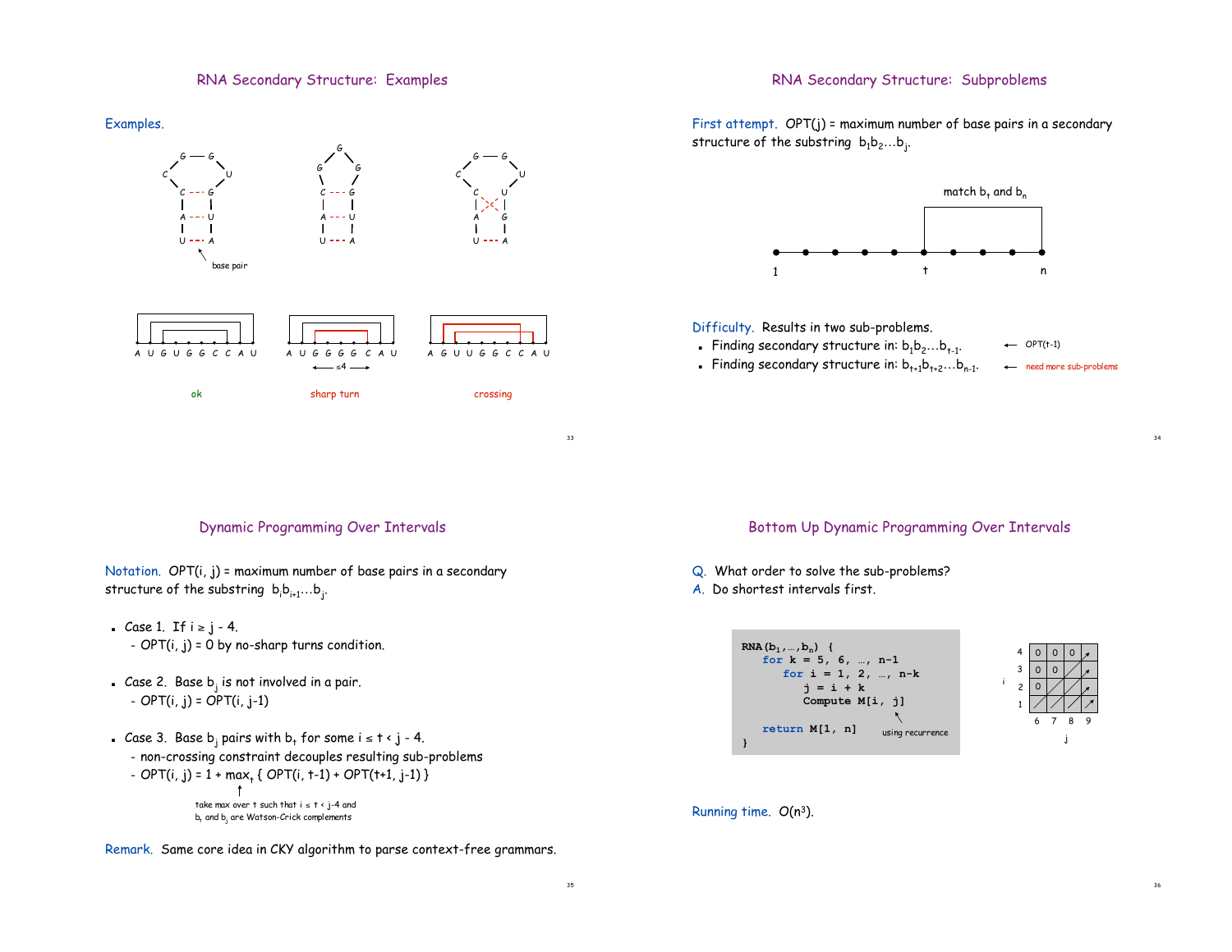## RNA Secondary Structure: Examples

Examples.

ok — A U G U G G C C A U

sharp turn — A U G G G G C A U ($\leq 4$)

crossing — A G U U G G C C A U

## RNA Secondary Structure: Subproblems

First attempt. OPT(j) = maximum number of base pairs in a secondary structure of the substring $b_1 b_2 \ldots b_j$.

match $b_t$ and $b_n$

1 t n

Difficulty. Results in two sub-problems.

- Finding secondary structure in: $b_1 b_2 \ldots b_{t-1}$. ← OPT(t-1)
- Finding secondary structure in: $b_{t+1} b_{t+2} \ldots b_{n-1}$. ← need more sub-problems

## Dynamic Programming Over Intervals

Notation. OPT(i, j) = maximum number of base pairs in a secondary structure of the substring $b_i b_{i+1} \ldots b_j$.

- Case 1. If $i \geq j - 4$.
  - OPT(i, j) = 0 by no-sharp turns condition.
- Case 2. Base $b_j$ is not involved in a pair.
  - OPT(i, j) = OPT(i, j-1)
- Case 3. Base $b_j$ pairs with $b_t$ for some $i \leq t < j - 4$.
  - non-crossing constraint decouples resulting sub-problems
  - $\text{OPT}(i, j) = 1 + \max_t \{ \text{OPT}(i, t-1) + \text{OPT}(t+1, j-1) \}$

take max over t such that $i \leq t < j-4$ and $b_t$ and $b_j$ are Watson-Crick complements

Remark. Same core idea in CKY algorithm to parse context-free grammars.

## Bottom Up Dynamic Programming Over Intervals

Q. What order to solve the sub-problems?
A. Do shortest intervals first.

```
RNA(b1,…,bn) {
   for k = 5, 6, …, n-1
      for i = 1, 2, …, n-k
         j = i + k
         Compute M[i, j]    ← using recurrence

   return M[1, n]
}
```

| i \ j | 6 | 7 | 8 | 9 |
|---|---|---|---|---|
| 4 | 0 | 0 | 0 | ↗ |
| 3 | 0 | 0 | / | ↗ |
| 2 | 0 | / | / | ↗ |
| 1 | / | / | / | ↗ |

Running time. $O(n^3)$.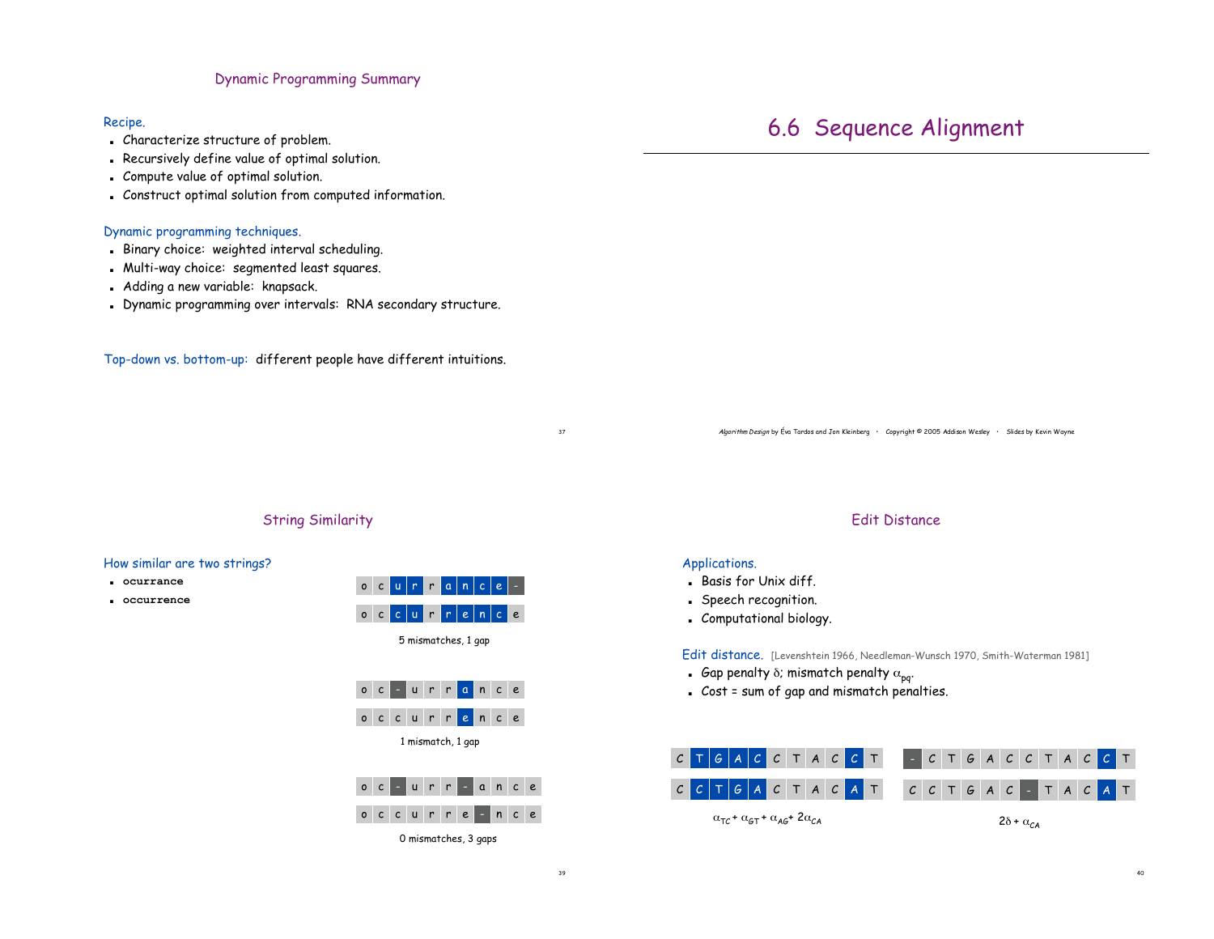## Dynamic Programming Summary

Recipe.

- Characterize structure of problem.
- Recursively define value of optimal solution.
- Compute value of optimal solution.
- Construct optimal solution from computed information.

Dynamic programming techniques.

- Binary choice: weighted interval scheduling.
- Multi-way choice: segmented least squares.
- Adding a new variable: knapsack.
- Dynamic programming over intervals: RNA secondary structure.

Top-down vs. bottom-up: different people have different intuitions.

# 6.6 Sequence Alignment

*Algorithm Design* by Éva Tardos and Jon Kleinberg · Copyright © 2005 Addison Wesley · Slides by Kevin Wayne

## String Similarity

How similar are two strings?

- **ocurrance**
- **occurrence**

| o | c | u | r | r | a | n | c | e | - |
|---|---|---|---|---|---|---|---|---|---|
| o | c | c | u | r | r | e | n | c | e |

5 mismatches, 1 gap

| o | c | - | u | r | r | a | n | c | e |
|---|---|---|---|---|---|---|---|---|---|
| o | c | c | u | r | r | e | n | c | e |

1 mismatch, 1 gap

| o | c | - | u | r | r | - | a | n | c | e |
|---|---|---|---|---|---|---|---|---|---|---|
| o | c | c | u | r | r | e | - | n | c | e |

0 mismatches, 3 gaps

## Edit Distance

Applications.

- Basis for Unix diff.
- Speech recognition.
- Computational biology.

Edit distance. [Levenshtein 1966, Needleman-Wunsch 1970, Smith-Waterman 1981]

- Gap penalty $\delta$; mismatch penalty $\alpha_{pq}$.
- Cost = sum of gap and mismatch penalties.

| C | T | G | A | C | C | T | A | C | C | T |
|---|---|---|---|---|---|---|---|---|---|---|
| C | C | T | G | A | C | T | A | C | A | T |

$\alpha_{TC} + \alpha_{GT} + \alpha_{AG} + 2\alpha_{CA}$

| - | C | T | G | A | C | C | T | A | C | C | T |
|---|---|---|---|---|---|---|---|---|---|---|---|
| C | C | T | G | A | C | - | T | A | C | A | T |

$2\delta + \alpha_{CA}$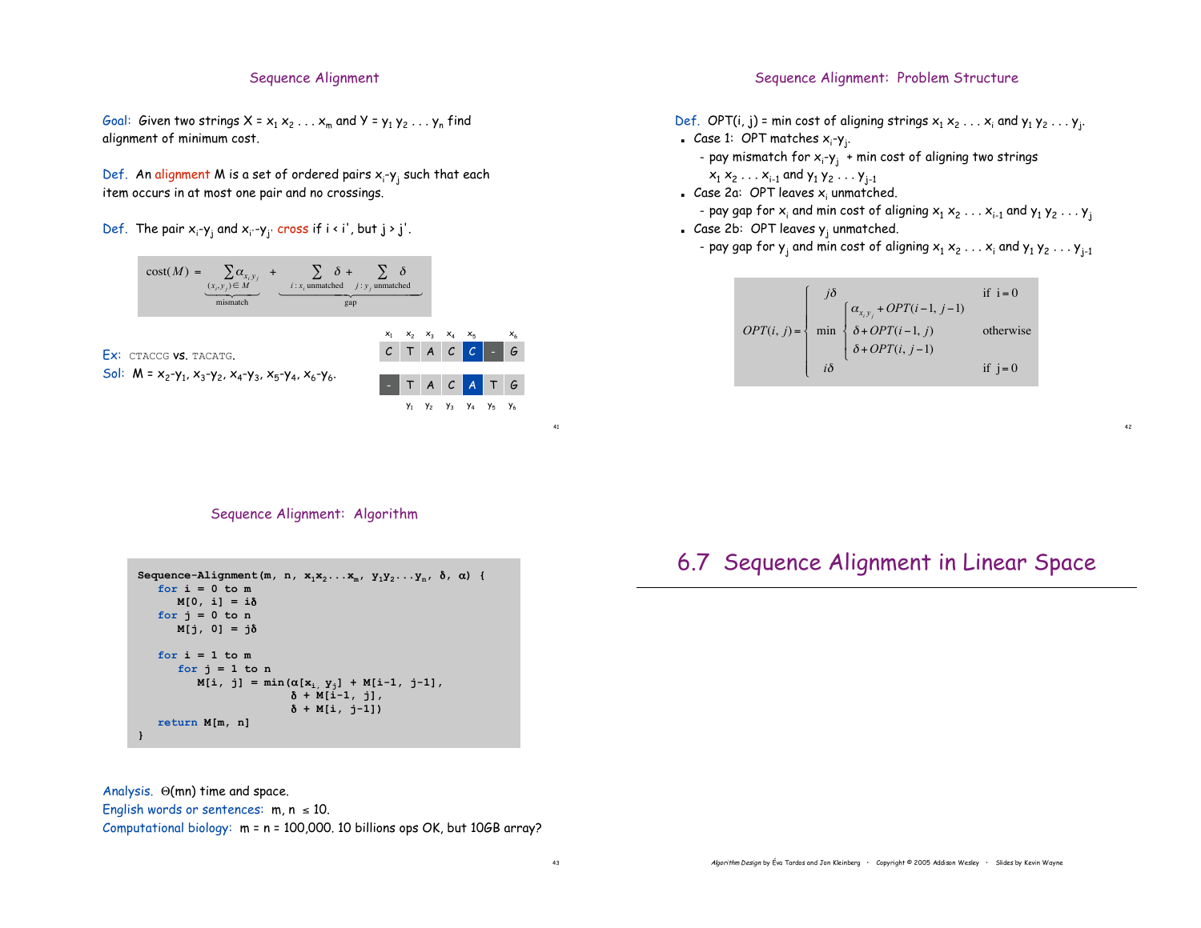## Sequence Alignment

Goal: Given two strings $X = x_1 x_2 \ldots x_m$ and $Y = y_1 y_2 \ldots y_n$ find alignment of minimum cost.

Def. An alignment M is a set of ordered pairs $x_i$-$y_j$ such that each item occurs in at most one pair and no crossings.

Def. The pair $x_i$-$y_j$ and $x_{i'}$-$y_{j'}$ cross if $i < i'$, but $j > j'$.

$$\text{cost}(M) = \underbrace{\sum_{(x_i, y_j) \in M} \alpha_{x_i y_j}}_{\text{mismatch}} + \underbrace{\sum_{i : x_i \text{ unmatched}} \delta + \sum_{j : y_j \text{ unmatched}} \delta}_{\text{gap}}$$

Ex: CTACCG vs. TACATG.

Sol: $M = x_2\text{-}y_1, x_3\text{-}y_2, x_4\text{-}y_3, x_5\text{-}y_4, x_6\text{-}y_6$.

| $x_1$ | $x_2$ | $x_3$ | $x_4$ | $x_5$ | | $x_6$ |
|---|---|---|---|---|---|---|
| C | T | A | C | C | - | G |
| - | T | A | C | A | T | G |
| | $y_1$ | $y_2$ | $y_3$ | $y_4$ | $y_5$ | $y_6$ |

## Sequence Alignment: Problem Structure

Def. $OPT(i, j)$ = min cost of aligning strings $x_1 x_2 \ldots x_i$ and $y_1 y_2 \ldots y_j$.

- Case 1: OPT matches $x_i$-$y_j$.
  - pay mismatch for $x_i$-$y_j$ + min cost of aligning two strings $x_1 x_2 \ldots x_{i-1}$ and $y_1 y_2 \ldots y_{j-1}$
- Case 2a: OPT leaves $x_i$ unmatched.
  - pay gap for $x_i$ and min cost of aligning $x_1 x_2 \ldots x_{i-1}$ and $y_1 y_2 \ldots y_j$
- Case 2b: OPT leaves $y_j$ unmatched.
  - pay gap for $y_j$ and min cost of aligning $x_1 x_2 \ldots x_i$ and $y_1 y_2 \ldots y_{j-1}$

$$OPT(i, j) = \begin{cases} j\delta & \text{if } i = 0 \\ \min \begin{cases} \alpha_{x_i y_j} + OPT(i-1, j-1) \\ \delta + OPT(i-1, j) \\ \delta + OPT(i, j-1) \end{cases} & \text{otherwise} \\ i\delta & \text{if } j = 0 \end{cases}$$

## Sequence Alignment: Algorithm

```
Sequence-Alignment(m, n, x1x2...xm, y1y2...yn, δ, α) {
   for i = 0 to m
      M[0, i] = iδ
   for j = 0 to n
      M[j, 0] = jδ

   for i = 1 to m
      for j = 1 to n
         M[i, j] = min(α[xi, yj] + M[i-1, j-1],
                       δ + M[i-1, j],
                       δ + M[i, j-1])
   return M[m, n]
}
```

Analysis. $\Theta(mn)$ time and space.

English words or sentences: $m, n \leq 10$.

Computational biology: $m = n = 100{,}000$. 10 billions ops OK, but 10GB array?

# 6.7 Sequence Alignment in Linear Space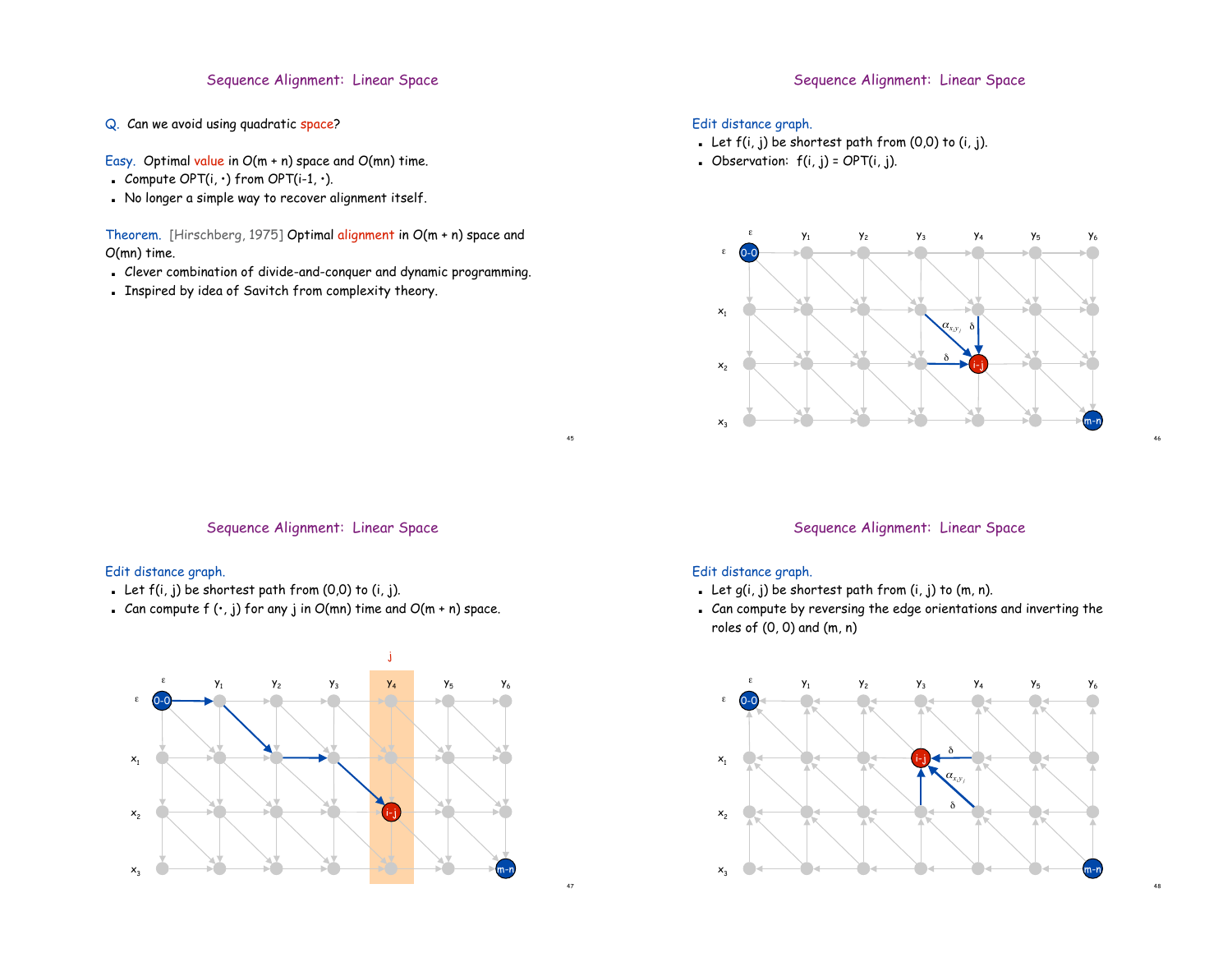## Sequence Alignment: Linear Space

Q. Can we avoid using quadratic space?

Easy. Optimal value in $O(m + n)$ space and $O(mn)$ time.

- Compute OPT(i, •) from OPT(i-1, •).
- No longer a simple way to recover alignment itself.

Theorem. [Hirschberg, 1975] Optimal alignment in $O(m + n)$ space and $O(mn)$ time.

- Clever combination of divide-and-conquer and dynamic programming.
- Inspired by idea of Savitch from complexity theory.

## Sequence Alignment: Linear Space

Edit distance graph.

- Let f(i, j) be shortest path from (0,0) to (i, j).
- Observation: f(i, j) = OPT(i, j).

## Sequence Alignment: Linear Space

Edit distance graph.

- Let f(i, j) be shortest path from (0,0) to (i, j).
- Can compute f (•, j) for any j in $O(mn)$ time and $O(m + n)$ space.

## Sequence Alignment: Linear Space

Edit distance graph.

- Let g(i, j) be shortest path from (i, j) to (m, n).
- Can compute by reversing the edge orientations and inverting the roles of (0, 0) and (m, n)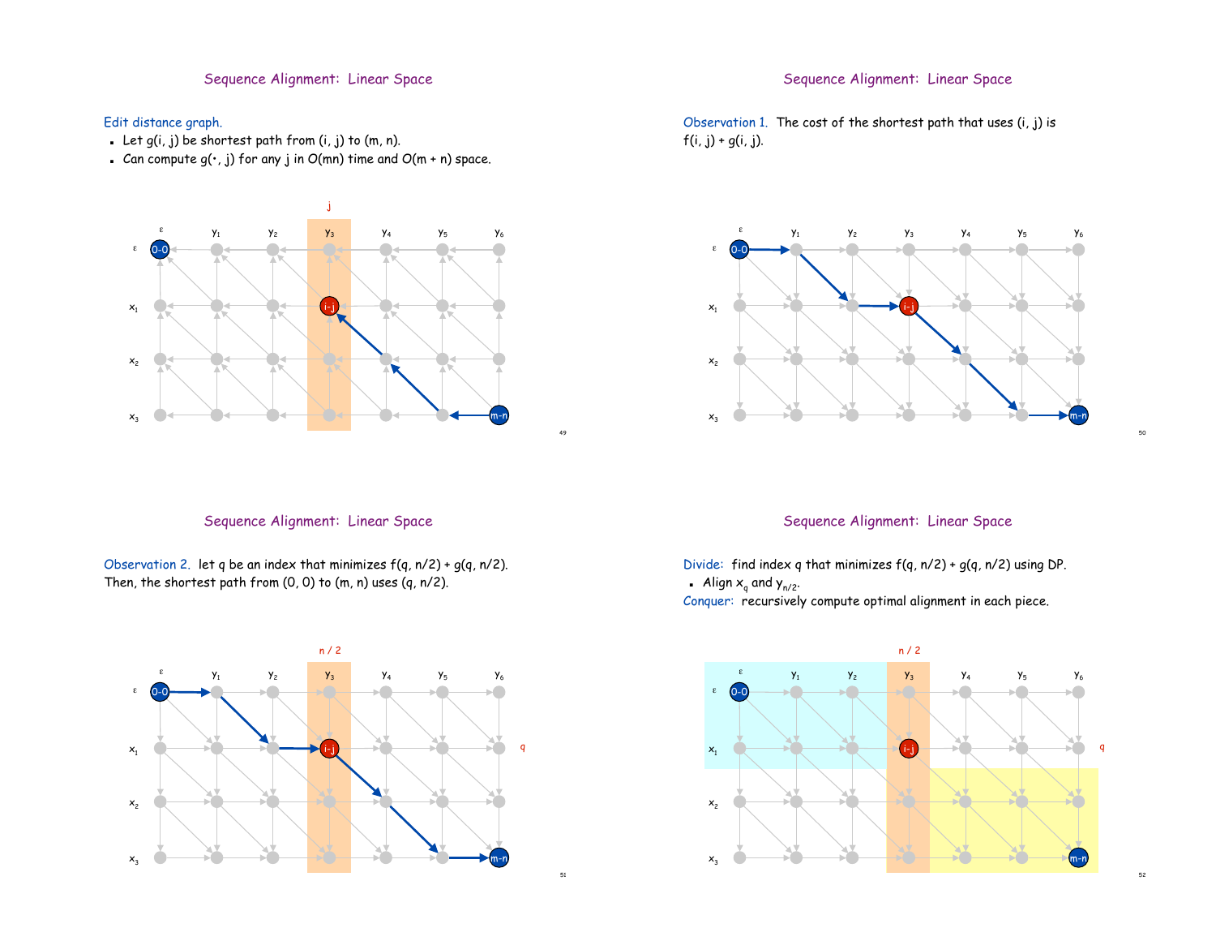## Sequence Alignment: Linear Space

Edit distance graph.

- Let $g(i, j)$ be shortest path from $(i, j)$ to $(m, n)$.
- Can compute $g(\cdot, j)$ for any $j$ in $O(mn)$ time and $O(m + n)$ space.

## Sequence Alignment: Linear Space

Observation 1. The cost of the shortest path that uses $(i, j)$ is $f(i, j) + g(i, j)$.

## Sequence Alignment: Linear Space

Observation 2. let $q$ be an index that minimizes $f(q, n/2) + g(q, n/2)$. Then, the shortest path from $(0, 0)$ to $(m, n)$ uses $(q, n/2)$.

## Sequence Alignment: Linear Space

Divide: find index $q$ that minimizes $f(q, n/2) + g(q, n/2)$ using DP.

- Align $x_q$ and $y_{n/2}$.

Conquer: recursively compute optimal alignment in each piece.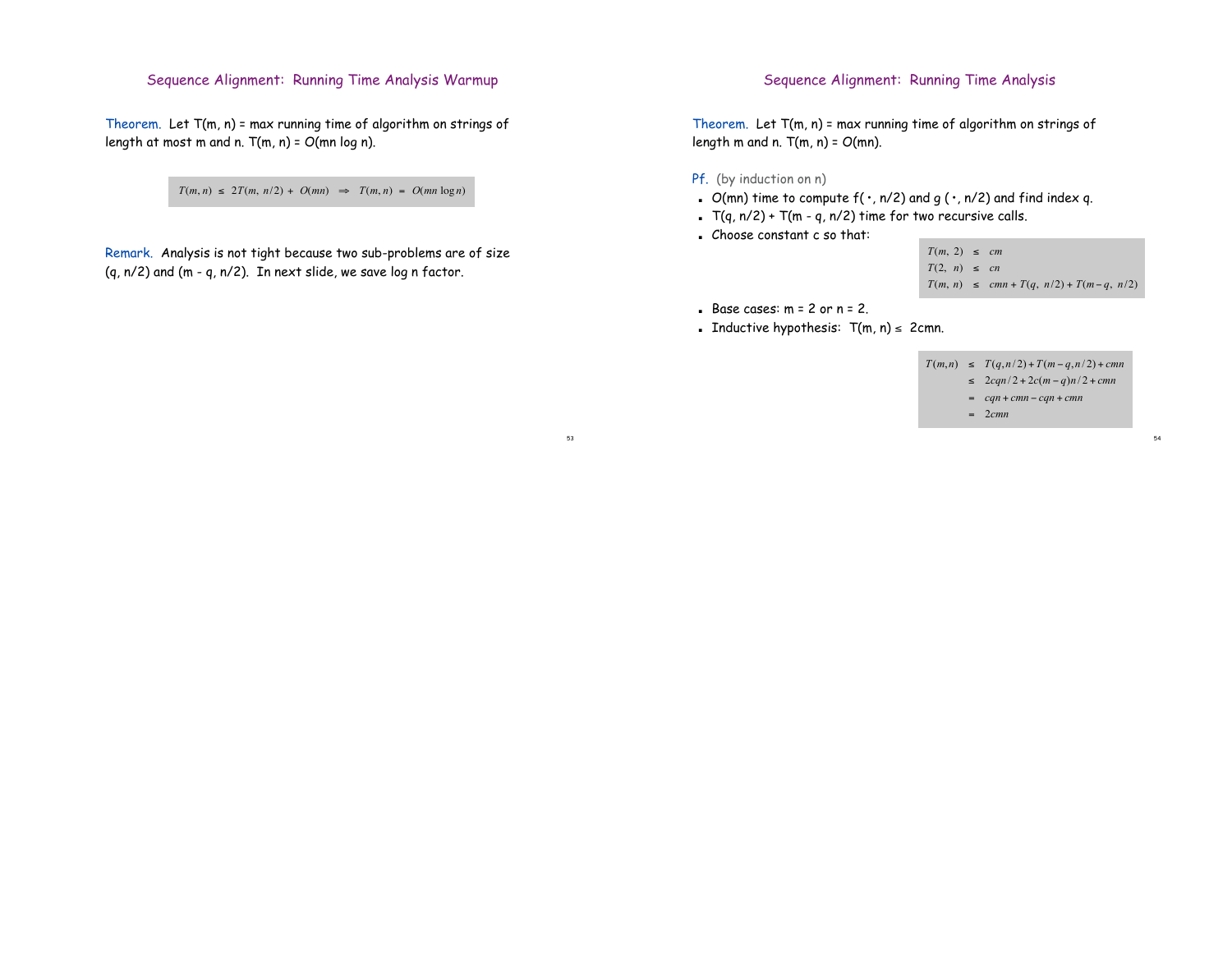## Sequence Alignment: Running Time Analysis Warmup

Theorem. Let T(m, n) = max running time of algorithm on strings of length at most m and n. T(m, n) = O(mn log n).

$$T(m,n) \;\le\; 2T(m,\, n/2) \,+\, O(mn) \;\;\Rightarrow\;\; T(m,n) \;=\; O(mn\log n)$$

Remark. Analysis is not tight because two sub-problems are of size (q, n/2) and (m - q, n/2). In next slide, we save log n factor.

## Sequence Alignment: Running Time Analysis

Theorem. Let T(m, n) = max running time of algorithm on strings of length m and n. T(m, n) = O(mn).

Pf. (by induction on n)

- O(mn) time to compute f( •, n/2) and g ( •, n/2) and find index q.
- T(q, n/2) + T(m - q, n/2) time for two recursive calls.
- Choose constant c so that:

$$\begin{aligned}
T(m,\,2) &\le cm \\
T(2,\,n) &\le cn \\
T(m,\,n) &\le cmn + T(q,\,n/2) + T(m-q,\,n/2)
\end{aligned}$$

- Base cases: m = 2 or n = 2.
- Inductive hypothesis: T(m, n) ≤ 2cmn.

$$\begin{aligned}
T(m,n) &\le T(q,n/2) + T(m-q,n/2) + cmn \\
&\le 2cqn/2 + 2c(m-q)n/2 + cmn \\
&= cqn + cmn - cqn + cmn \\
&= 2cmn
\end{aligned}$$